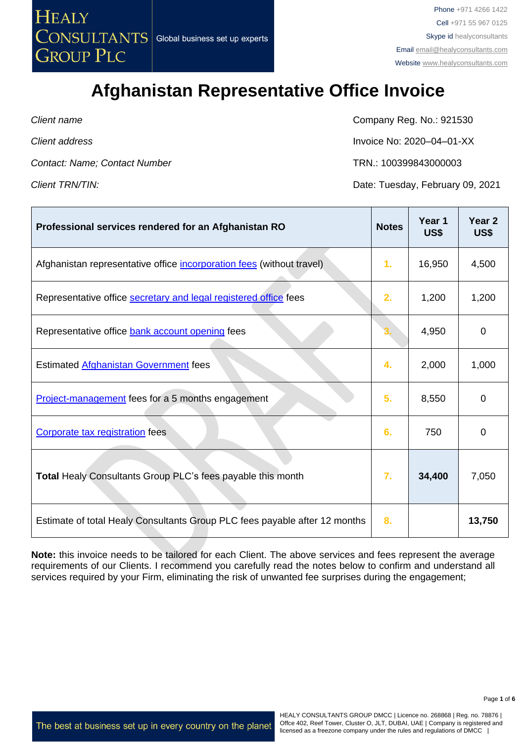HEALY CONSULTANTS GROUP PLC — Global business set up experts

Phone +971 4266 1422
Cell +971 55 967 0125
Skype id healyconsultants
Email email@healyconsultants.com
Website www.healyconsultants.com

# Afghanistan Representative Office Invoice

| | |
|---|---|
| *Client name* | Company Reg. No.: 921530 |
| *Client address* | Invoice No: 2020–04–01-XX |
| *Contact: Name; Contact Number* | TRN.: 100399843000003 |
| *Client TRN/TIN:* | Date: Tuesday, February 09, 2021 |

| **Professional services rendered for an Afghanistan RO** | **Notes** | **Year 1 US$** | **Year 2 US$** |
|---|---|---|---|
| Afghanistan representative office incorporation fees (without travel) | 1. | 16,950 | 4,500 |
| Representative office secretary and legal registered office fees | 2. | 1,200 | 1,200 |
| Representative office bank account opening fees | 3. | 4,950 | 0 |
| Estimated Afghanistan Government fees | 4. | 2,000 | 1,000 |
| Project-management fees for a 5 months engagement | 5. | 8,550 | 0 |
| Corporate tax registration fees | 6. | 750 | 0 |
| **Total** Healy Consultants Group PLC's fees payable this month | 7. | **34,400** | 7,050 |
| Estimate of total Healy Consultants Group PLC fees payable after 12 months | 8. | | **13,750** |

**Note:** this invoice needs to be tailored for each Client. The above services and fees represent the average requirements of our Clients. I recommend you carefully read the notes below to confirm and understand all services required by your Firm, eliminating the risk of unwanted fee surprises during the engagement;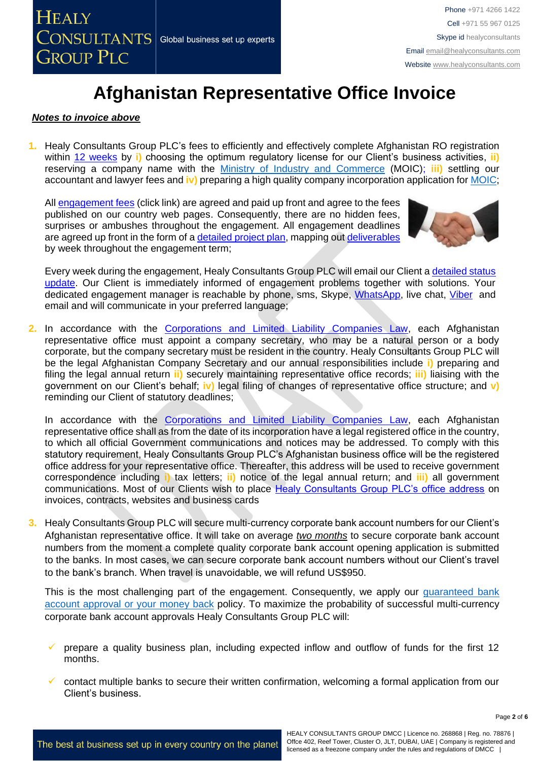# Afghanistan Representative Office Invoice

***Notes to invoice above***

1. Healy Consultants Group PLC's fees to efficiently and effectively complete Afghanistan RO registration within 12 weeks by **i)** choosing the optimum regulatory license for our Client's business activities, **ii)** reserving a company name with the Ministry of Industry and Commerce (MOIC); **iii)** settling our accountant and lawyer fees and **iv)** preparing a high quality company incorporation application for MOIC;

   All engagement fees (click link) are agreed and paid up front and agree to the fees published on our country web pages. Consequently, there are no hidden fees, surprises or ambushes throughout the engagement. All engagement deadlines are agreed up front in the form of a detailed project plan, mapping out deliverables by week throughout the engagement term;

   Every week during the engagement, Healy Consultants Group PLC will email our Client a detailed status update. Our Client is immediately informed of engagement problems together with solutions. Your dedicated engagement manager is reachable by phone, sms, Skype, WhatsApp, live chat, Viber and email and will communicate in your preferred language;

2. In accordance with the Corporations and Limited Liability Companies Law, each Afghanistan representative office must appoint a company secretary, who may be a natural person or a body corporate, but the company secretary must be resident in the country. Healy Consultants Group PLC will be the legal Afghanistan Company Secretary and our annual responsibilities include **i)** preparing and filing the legal annual return **ii)** securely maintaining representative office records; **iii)** liaising with the government on our Client's behalf; **iv)** legal filing of changes of representative office structure; and **v)** reminding our Client of statutory deadlines;

   In accordance with the Corporations and Limited Liability Companies Law, each Afghanistan representative office shall as from the date of its incorporation have a legal registered office in the country, to which all official Government communications and notices may be addressed. To comply with this statutory requirement, Healy Consultants Group PLC's Afghanistan business office will be the registered office address for your representative office. Thereafter, this address will be used to receive government correspondence including **i)** tax letters; **ii)** notice of the legal annual return; and **iii)** all government communications. Most of our Clients wish to place Healy Consultants Group PLC's office address on invoices, contracts, websites and business cards

3. Healy Consultants Group PLC will secure multi-currency corporate bank account numbers for our Client's Afghanistan representative office. It will take on average *two months* to secure corporate bank account numbers from the moment a complete quality corporate bank account opening application is submitted to the banks. In most cases, we can secure corporate bank account numbers without our Client's travel to the bank's branch. When travel is unavoidable, we will refund US$950.

   This is the most challenging part of the engagement. Consequently, we apply our guaranteed bank account approval or your money back policy. To maximize the probability of successful multi-currency corporate bank account approvals Healy Consultants Group PLC will:

   - prepare a quality business plan, including expected inflow and outflow of funds for the first 12 months.
   - contact multiple banks to secure their written confirmation, welcoming a formal application from our Client's business.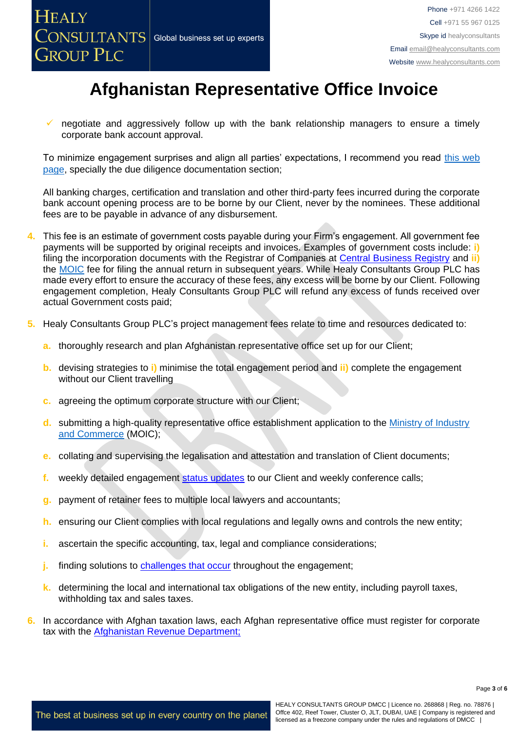# Afghanistan Representative Office Invoice

- ✓ negotiate and aggressively follow up with the bank relationship managers to ensure a timely corporate bank account approval.

To minimize engagement surprises and align all parties' expectations, I recommend you read [this web page](), specially the due diligence documentation section;

All banking charges, certification and translation and other third-party fees incurred during the corporate bank account opening process are to be borne by our Client, never by the nominees. These additional fees are to be payable in advance of any disbursement.

4. This fee is an estimate of government costs payable during your Firm's engagement. All government fee payments will be supported by original receipts and invoices. Examples of government costs include: **i)** filing the incorporation documents with the Registrar of Companies at [Central Business Registry]() and **ii)** the [MOIC]() fee for filing the annual return in subsequent years. While Healy Consultants Group PLC has made every effort to ensure the accuracy of these fees, any excess will be borne by our Client. Following engagement completion, Healy Consultants Group PLC will refund any excess of funds received over actual Government costs paid;

5. Healy Consultants Group PLC's project management fees relate to time and resources dedicated to:

   a. thoroughly research and plan Afghanistan representative office set up for our Client;

   b. devising strategies to **i)** minimise the total engagement period and **ii)** complete the engagement without our Client travelling

   c. agreeing the optimum corporate structure with our Client;

   d. submitting a high-quality representative office establishment application to the [Ministry of Industry and Commerce]() (MOIC);

   e. collating and supervising the legalisation and attestation and translation of Client documents;

   f. weekly detailed engagement [status updates]() to our Client and weekly conference calls;

   g. payment of retainer fees to multiple local lawyers and accountants;

   h. ensuring our Client complies with local regulations and legally owns and controls the new entity;

   i. ascertain the specific accounting, tax, legal and compliance considerations;

   j. finding solutions to [challenges that occur]() throughout the engagement;

   k. determining the local and international tax obligations of the new entity, including payroll taxes, withholding tax and sales taxes.

6. In accordance with Afghan taxation laws, each Afghan representative office must register for corporate tax with the [Afghanistan Revenue Department;]()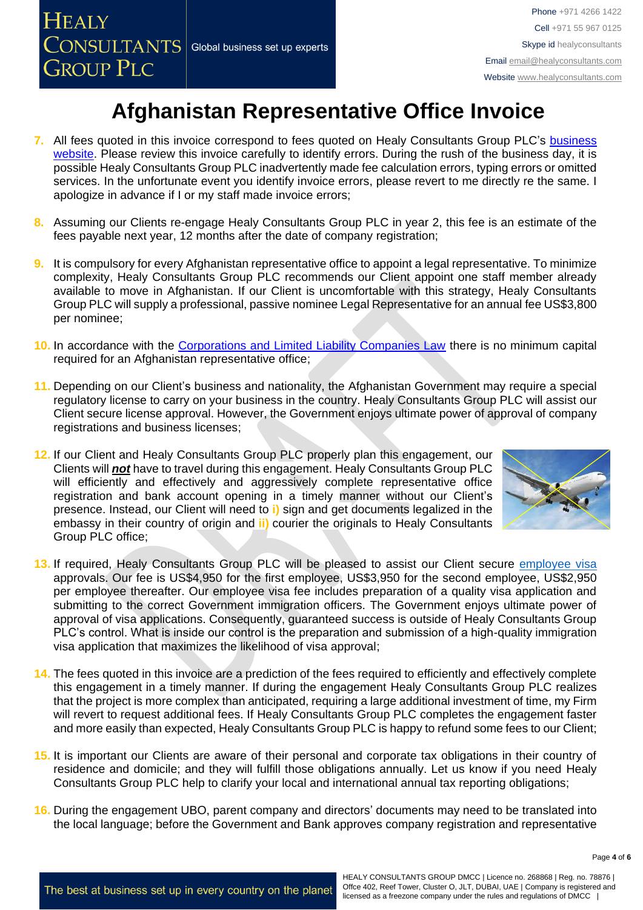# Afghanistan Representative Office Invoice

7. All fees quoted in this invoice correspond to fees quoted on Healy Consultants Group PLC's business website. Please review this invoice carefully to identify errors. During the rush of the business day, it is possible Healy Consultants Group PLC inadvertently made fee calculation errors, typing errors or omitted services. In the unfortunate event you identify invoice errors, please revert to me directly re the same. I apologize in advance if I or my staff made invoice errors;

8. Assuming our Clients re-engage Healy Consultants Group PLC in year 2, this fee is an estimate of the fees payable next year, 12 months after the date of company registration;

9. It is compulsory for every Afghanistan representative office to appoint a legal representative. To minimize complexity, Healy Consultants Group PLC recommends our Client appoint one staff member already available to move in Afghanistan. If our Client is uncomfortable with this strategy, Healy Consultants Group PLC will supply a professional, passive nominee Legal Representative for an annual fee US$3,800 per nominee;

10. In accordance with the Corporations and Limited Liability Companies Law there is no minimum capital required for an Afghanistan representative office;

11. Depending on our Client's business and nationality, the Afghanistan Government may require a special regulatory license to carry on your business in the country. Healy Consultants Group PLC will assist our Client secure license approval. However, the Government enjoys ultimate power of approval of company registrations and business licenses;

12. If our Client and Healy Consultants Group PLC properly plan this engagement, our Clients will ***not*** have to travel during this engagement. Healy Consultants Group PLC will efficiently and effectively and aggressively complete representative office registration and bank account opening in a timely manner without our Client's presence. Instead, our Client will need to **i)** sign and get documents legalized in the embassy in their country of origin and **ii)** courier the originals to Healy Consultants Group PLC office;

13. If required, Healy Consultants Group PLC will be pleased to assist our Client secure employee visa approvals. Our fee is US$4,950 for the first employee, US$3,950 for the second employee, US$2,950 per employee thereafter. Our employee visa fee includes preparation of a quality visa application and submitting to the correct Government immigration officers. The Government enjoys ultimate power of approval of visa applications. Consequently, guaranteed success is outside of Healy Consultants Group PLC's control. What is inside our control is the preparation and submission of a high-quality immigration visa application that maximizes the likelihood of visa approval;

14. The fees quoted in this invoice are a prediction of the fees required to efficiently and effectively complete this engagement in a timely manner. If during the engagement Healy Consultants Group PLC realizes that the project is more complex than anticipated, requiring a large additional investment of time, my Firm will revert to request additional fees. If Healy Consultants Group PLC completes the engagement faster and more easily than expected, Healy Consultants Group PLC is happy to refund some fees to our Client;

15. It is important our Clients are aware of their personal and corporate tax obligations in their country of residence and domicile; and they will fulfill those obligations annually. Let us know if you need Healy Consultants Group PLC help to clarify your local and international annual tax reporting obligations;

16. During the engagement UBO, parent company and directors' documents may need to be translated into the local language; before the Government and Bank approves company registration and representative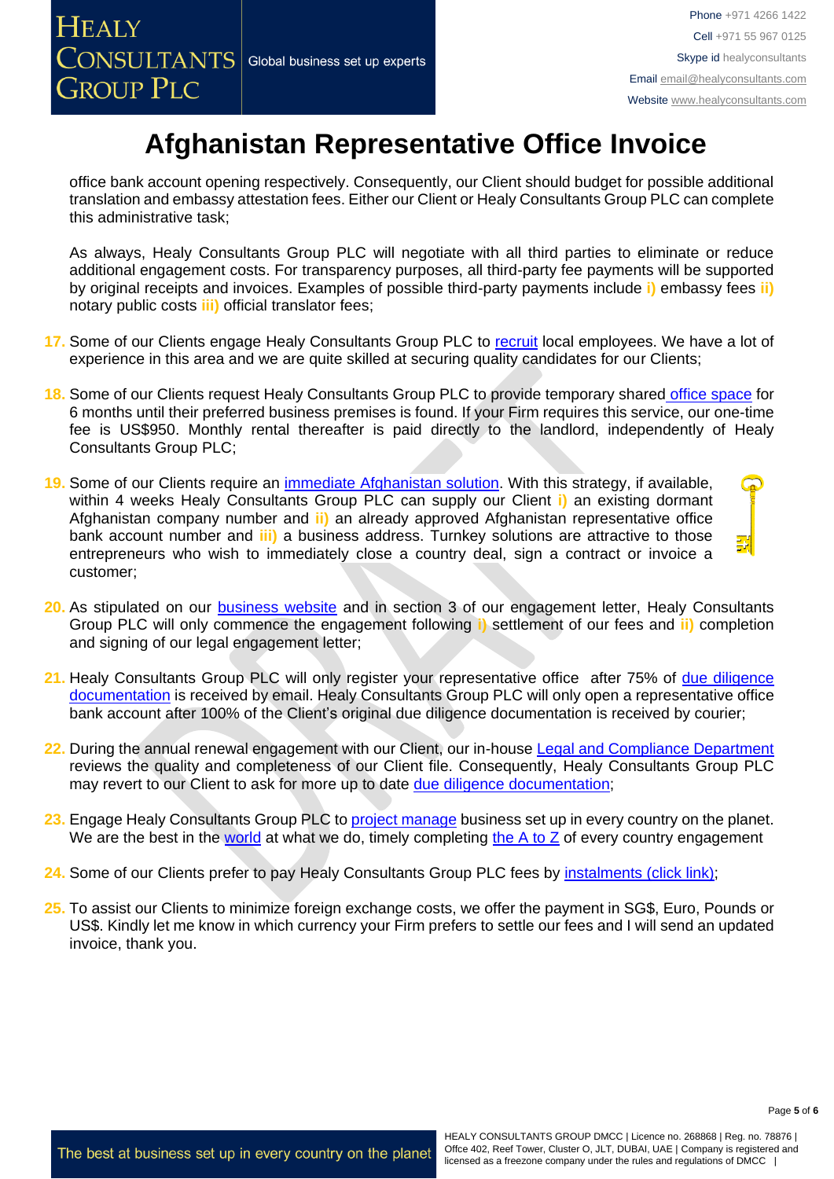# Afghanistan Representative Office Invoice

office bank account opening respectively. Consequently, our Client should budget for possible additional translation and embassy attestation fees. Either our Client or Healy Consultants Group PLC can complete this administrative task;

As always, Healy Consultants Group PLC will negotiate with all third parties to eliminate or reduce additional engagement costs. For transparency purposes, all third-party fee payments will be supported by original receipts and invoices. Examples of possible third-party payments include **i)** embassy fees **ii)** notary public costs **iii)** official translator fees;

17. Some of our Clients engage Healy Consultants Group PLC to recruit local employees. We have a lot of experience in this area and we are quite skilled at securing quality candidates for our Clients;

18. Some of our Clients request Healy Consultants Group PLC to provide temporary shared office space for 6 months until their preferred business premises is found. If your Firm requires this service, our one-time fee is US$950. Monthly rental thereafter is paid directly to the landlord, independently of Healy Consultants Group PLC;

19. Some of our Clients require an immediate Afghanistan solution. With this strategy, if available, within 4 weeks Healy Consultants Group PLC can supply our Client **i)** an existing dormant Afghanistan company number and **ii)** an already approved Afghanistan representative office bank account number and **iii)** a business address. Turnkey solutions are attractive to those entrepreneurs who wish to immediately close a country deal, sign a contract or invoice a customer;

20. As stipulated on our business website and in section 3 of our engagement letter, Healy Consultants Group PLC will only commence the engagement following **i)** settlement of our fees and **ii)** completion and signing of our legal engagement letter;

21. Healy Consultants Group PLC will only register your representative office after 75% of due diligence documentation is received by email. Healy Consultants Group PLC will only open a representative office bank account after 100% of the Client's original due diligence documentation is received by courier;

22. During the annual renewal engagement with our Client, our in-house Legal and Compliance Department reviews the quality and completeness of our Client file. Consequently, Healy Consultants Group PLC may revert to our Client to ask for more up to date due diligence documentation;

23. Engage Healy Consultants Group PLC to project manage business set up in every country on the planet. We are the best in the world at what we do, timely completing the A to Z of every country engagement

24. Some of our Clients prefer to pay Healy Consultants Group PLC fees by instalments (click link);

25. To assist our Clients to minimize foreign exchange costs, we offer the payment in SG$, Euro, Pounds or US$. Kindly let me know in which currency your Firm prefers to settle our fees and I will send an updated invoice, thank you.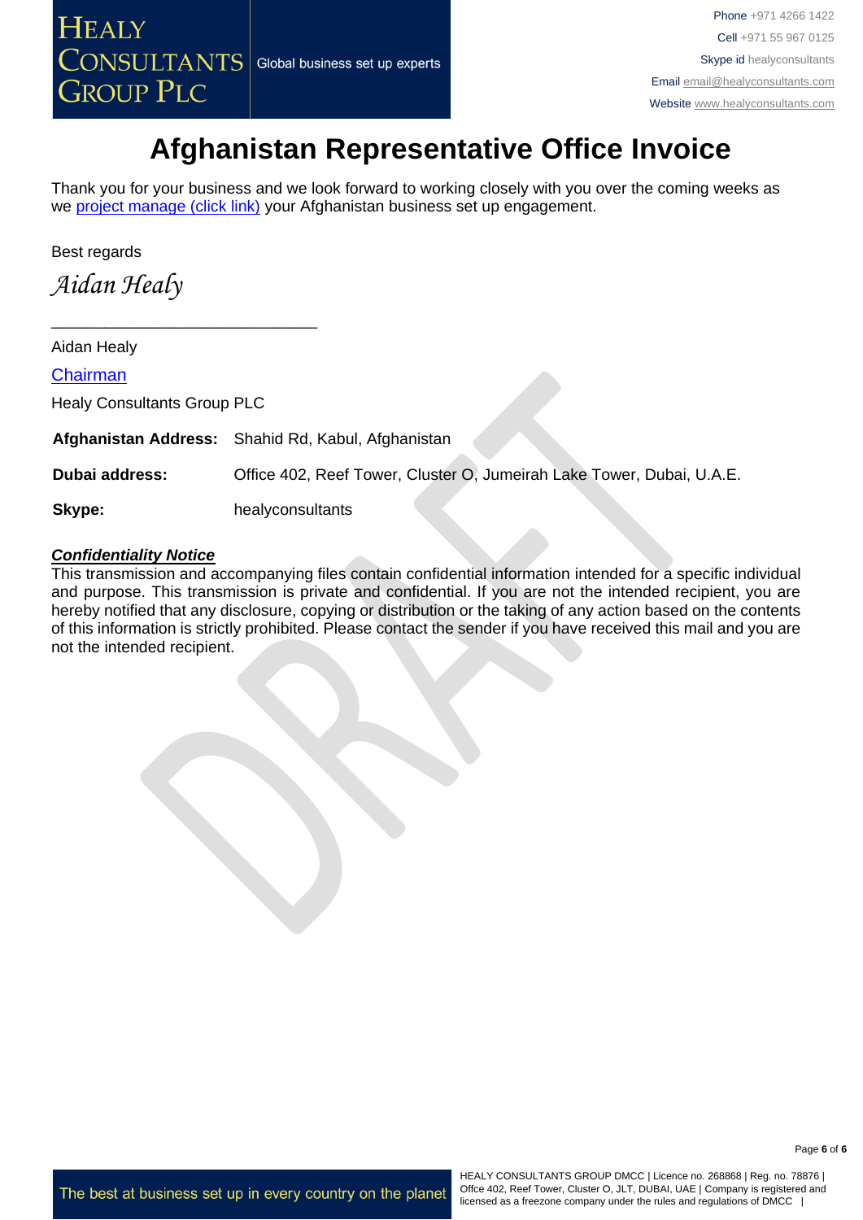# Afghanistan Representative Office Invoice

Thank you for your business and we look forward to working closely with you over the coming weeks as we project manage (click link) your Afghanistan business set up engagement.

Best regards

*Aidan Healy*

______________________________

Aidan Healy

Chairman

Healy Consultants Group PLC

| | |
|---|---|
| **Afghanistan Address:** | Shahid Rd, Kabul, Afghanistan |
| **Dubai address:** | Office 402, Reef Tower, Cluster O, Jumeirah Lake Tower, Dubai, U.A.E. |
| **Skype:** | healyconsultants |

***Confidentiality Notice***

This transmission and accompanying files contain confidential information intended for a specific individual and purpose. This transmission is private and confidential. If you are not the intended recipient, you are hereby notified that any disclosure, copying or distribution or the taking of any action based on the contents of this information is strictly prohibited. Please contact the sender if you have received this mail and you are not the intended recipient.